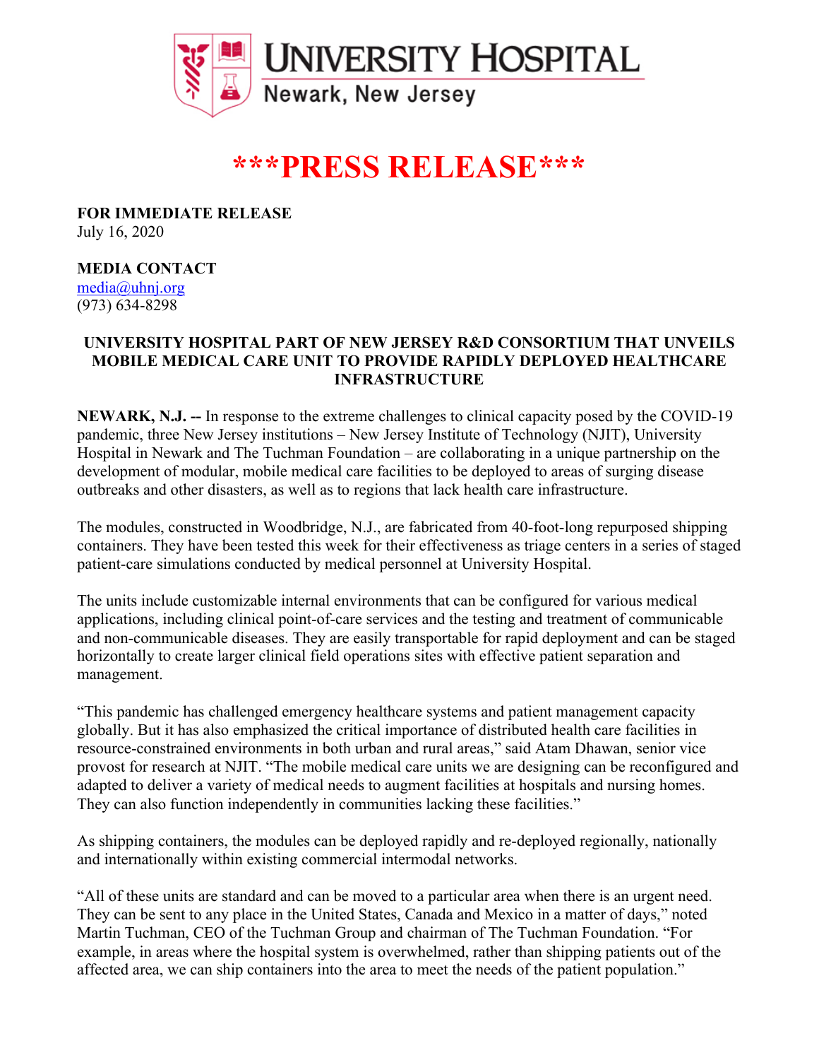# UNIVERSITY HOSPITAL

Newark, New Jersey

# ***PRESS RELEASE***

**FOR IMMEDIATE RELEASE**
July 16, 2020

**MEDIA CONTACT**
media@uhnj.org
(973) 634-8298

**UNIVERSITY HOSPITAL PART OF NEW JERSEY R&D CONSORTIUM THAT UNVEILS MOBILE MEDICAL CARE UNIT TO PROVIDE RAPIDLY DEPLOYED HEALTHCARE INFRASTRUCTURE**

**NEWARK, N.J. --** In response to the extreme challenges to clinical capacity posed by the COVID-19 pandemic, three New Jersey institutions – New Jersey Institute of Technology (NJIT), University Hospital in Newark and The Tuchman Foundation – are collaborating in a unique partnership on the development of modular, mobile medical care facilities to be deployed to areas of surging disease outbreaks and other disasters, as well as to regions that lack health care infrastructure.

The modules, constructed in Woodbridge, N.J., are fabricated from 40-foot-long repurposed shipping containers. They have been tested this week for their effectiveness as triage centers in a series of staged patient-care simulations conducted by medical personnel at University Hospital.

The units include customizable internal environments that can be configured for various medical applications, including clinical point-of-care services and the testing and treatment of communicable and non-communicable diseases. They are easily transportable for rapid deployment and can be staged horizontally to create larger clinical field operations sites with effective patient separation and management.

"This pandemic has challenged emergency healthcare systems and patient management capacity globally. But it has also emphasized the critical importance of distributed health care facilities in resource-constrained environments in both urban and rural areas," said Atam Dhawan, senior vice provost for research at NJIT. "The mobile medical care units we are designing can be reconfigured and adapted to deliver a variety of medical needs to augment facilities at hospitals and nursing homes. They can also function independently in communities lacking these facilities."

As shipping containers, the modules can be deployed rapidly and re-deployed regionally, nationally and internationally within existing commercial intermodal networks.

"All of these units are standard and can be moved to a particular area when there is an urgent need. They can be sent to any place in the United States, Canada and Mexico in a matter of days," noted Martin Tuchman, CEO of the Tuchman Group and chairman of The Tuchman Foundation. "For example, in areas where the hospital system is overwhelmed, rather than shipping patients out of the affected area, we can ship containers into the area to meet the needs of the patient population."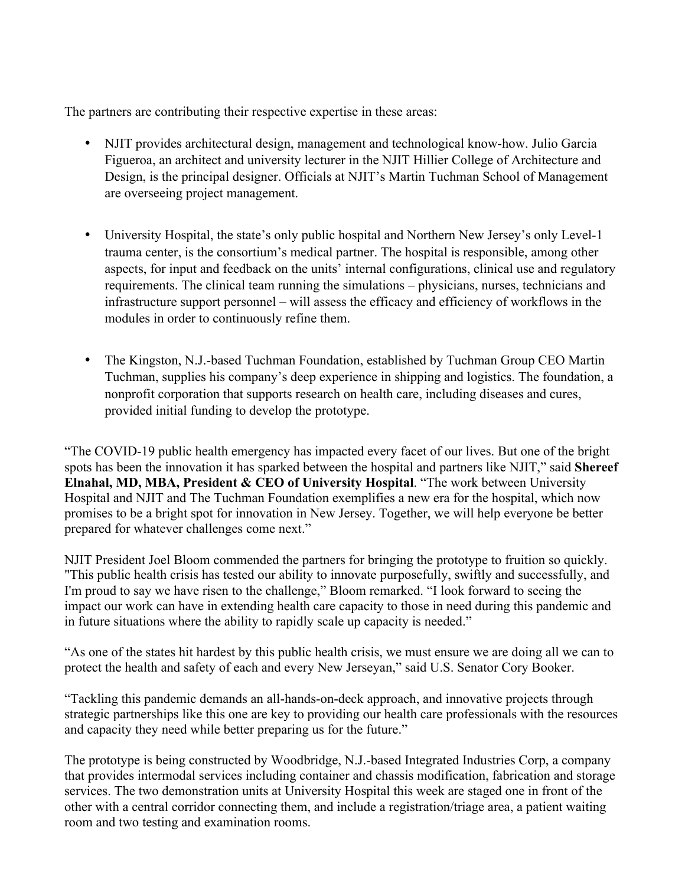The partners are contributing their respective expertise in these areas:

- NJIT provides architectural design, management and technological know-how. Julio Garcia Figueroa, an architect and university lecturer in the NJIT Hillier College of Architecture and Design, is the principal designer. Officials at NJIT's Martin Tuchman School of Management are overseeing project management.

- University Hospital, the state's only public hospital and Northern New Jersey's only Level-1 trauma center, is the consortium's medical partner. The hospital is responsible, among other aspects, for input and feedback on the units' internal configurations, clinical use and regulatory requirements. The clinical team running the simulations – physicians, nurses, technicians and infrastructure support personnel – will assess the efficacy and efficiency of workflows in the modules in order to continuously refine them.

- The Kingston, N.J.-based Tuchman Foundation, established by Tuchman Group CEO Martin Tuchman, supplies his company's deep experience in shipping and logistics. The foundation, a nonprofit corporation that supports research on health care, including diseases and cures, provided initial funding to develop the prototype.

"The COVID-19 public health emergency has impacted every facet of our lives. But one of the bright spots has been the innovation it has sparked between the hospital and partners like NJIT," said **Shereef Elnahal, MD, MBA, President & CEO of University Hospital**. "The work between University Hospital and NJIT and The Tuchman Foundation exemplifies a new era for the hospital, which now promises to be a bright spot for innovation in New Jersey. Together, we will help everyone be better prepared for whatever challenges come next."

NJIT President Joel Bloom commended the partners for bringing the prototype to fruition so quickly. "This public health crisis has tested our ability to innovate purposefully, swiftly and successfully, and I'm proud to say we have risen to the challenge," Bloom remarked. "I look forward to seeing the impact our work can have in extending health care capacity to those in need during this pandemic and in future situations where the ability to rapidly scale up capacity is needed."

"As one of the states hit hardest by this public health crisis, we must ensure we are doing all we can to protect the health and safety of each and every New Jerseyan," said U.S. Senator Cory Booker.

"Tackling this pandemic demands an all-hands-on-deck approach, and innovative projects through strategic partnerships like this one are key to providing our health care professionals with the resources and capacity they need while better preparing us for the future."

The prototype is being constructed by Woodbridge, N.J.-based Integrated Industries Corp, a company that provides intermodal services including container and chassis modification, fabrication and storage services. The two demonstration units at University Hospital this week are staged one in front of the other with a central corridor connecting them, and include a registration/triage area, a patient waiting room and two testing and examination rooms.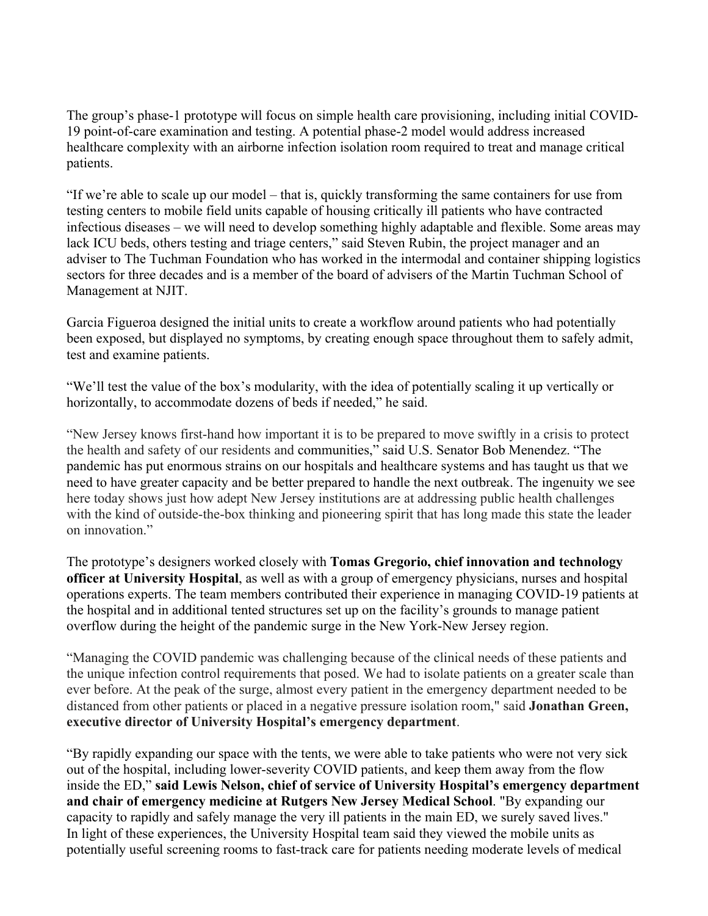The group's phase-1 prototype will focus on simple health care provisioning, including initial COVID-19 point-of-care examination and testing. A potential phase-2 model would address increased healthcare complexity with an airborne infection isolation room required to treat and manage critical patients.

"If we're able to scale up our model – that is, quickly transforming the same containers for use from testing centers to mobile field units capable of housing critically ill patients who have contracted infectious diseases – we will need to develop something highly adaptable and flexible. Some areas may lack ICU beds, others testing and triage centers," said Steven Rubin, the project manager and an adviser to The Tuchman Foundation who has worked in the intermodal and container shipping logistics sectors for three decades and is a member of the board of advisers of the Martin Tuchman School of Management at NJIT.

Garcia Figueroa designed the initial units to create a workflow around patients who had potentially been exposed, but displayed no symptoms, by creating enough space throughout them to safely admit, test and examine patients.

"We'll test the value of the box's modularity, with the idea of potentially scaling it up vertically or horizontally, to accommodate dozens of beds if needed," he said.

"New Jersey knows first-hand how important it is to be prepared to move swiftly in a crisis to protect the health and safety of our residents and communities," said U.S. Senator Bob Menendez. "The pandemic has put enormous strains on our hospitals and healthcare systems and has taught us that we need to have greater capacity and be better prepared to handle the next outbreak. The ingenuity we see here today shows just how adept New Jersey institutions are at addressing public health challenges with the kind of outside-the-box thinking and pioneering spirit that has long made this state the leader on innovation."

The prototype's designers worked closely with **Tomas Gregorio, chief innovation and technology officer at University Hospital**, as well as with a group of emergency physicians, nurses and hospital operations experts. The team members contributed their experience in managing COVID-19 patients at the hospital and in additional tented structures set up on the facility's grounds to manage patient overflow during the height of the pandemic surge in the New York-New Jersey region.

"Managing the COVID pandemic was challenging because of the clinical needs of these patients and the unique infection control requirements that posed. We had to isolate patients on a greater scale than ever before. At the peak of the surge, almost every patient in the emergency department needed to be distanced from other patients or placed in a negative pressure isolation room," said **Jonathan Green, executive director of University Hospital's emergency department**.

"By rapidly expanding our space with the tents, we were able to take patients who were not very sick out of the hospital, including lower-severity COVID patients, and keep them away from the flow inside the ED," **said Lewis Nelson, chief of service of University Hospital's emergency department and chair of emergency medicine at Rutgers New Jersey Medical School**. "By expanding our capacity to rapidly and safely manage the very ill patients in the main ED, we surely saved lives."
In light of these experiences, the University Hospital team said they viewed the mobile units as potentially useful screening rooms to fast-track care for patients needing moderate levels of medical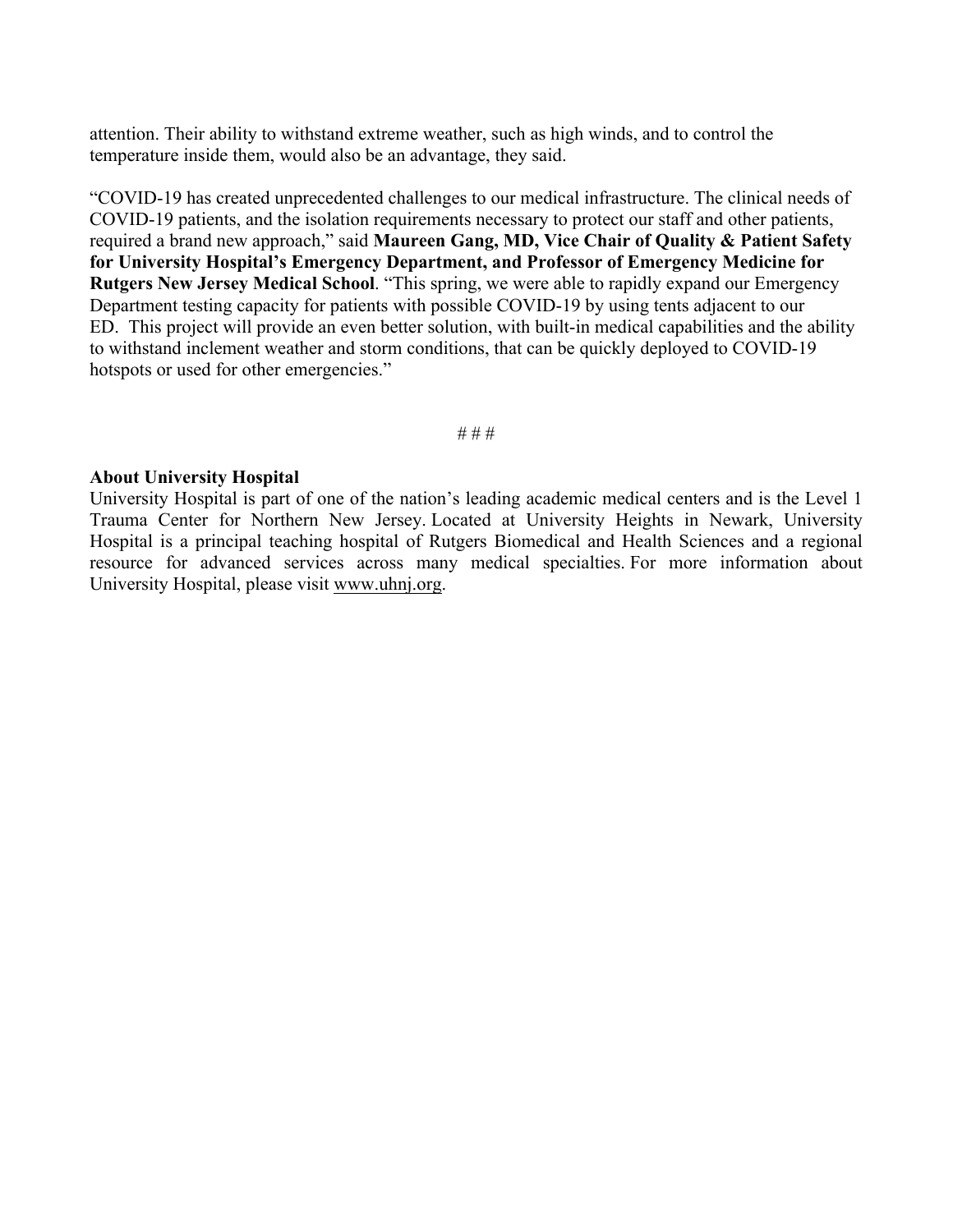attention. Their ability to withstand extreme weather, such as high winds, and to control the temperature inside them, would also be an advantage, they said.

"COVID-19 has created unprecedented challenges to our medical infrastructure. The clinical needs of COVID-19 patients, and the isolation requirements necessary to protect our staff and other patients, required a brand new approach," said **Maureen Gang, MD, Vice Chair of Quality & Patient Safety for University Hospital's Emergency Department, and Professor of Emergency Medicine for Rutgers New Jersey Medical School**. "This spring, we were able to rapidly expand our Emergency Department testing capacity for patients with possible COVID-19 by using tents adjacent to our ED. This project will provide an even better solution, with built-in medical capabilities and the ability to withstand inclement weather and storm conditions, that can be quickly deployed to COVID-19 hotspots or used for other emergencies."

# # #

**About University Hospital**

University Hospital is part of one of the nation's leading academic medical centers and is the Level 1 Trauma Center for Northern New Jersey. Located at University Heights in Newark, University Hospital is a principal teaching hospital of Rutgers Biomedical and Health Sciences and a regional resource for advanced services across many medical specialties. For more information about University Hospital, please visit www.uhnj.org.